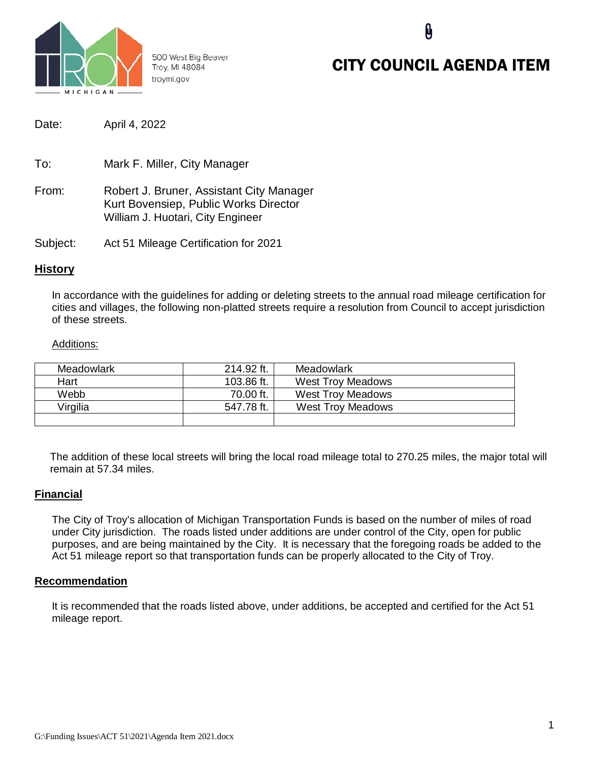500 West Big Beaver
Troy, MI 48084
troymi.gov

# CITY COUNCIL AGENDA ITEM

Date: April 4, 2022

To: Mark F. Miller, City Manager

From: Robert J. Bruner, Assistant City Manager
Kurt Bovensiep, Public Works Director
William J. Huotari, City Engineer

Subject: Act 51 Mileage Certification for 2021

## History

In accordance with the guidelines for adding or deleting streets to the annual road mileage certification for cities and villages, the following non-platted streets require a resolution from Council to accept jurisdiction of these streets.

Additions:

| | | |
|---|---|---|
| Meadowlark | 214.92 ft. | Meadowlark |
| Hart | 103.86 ft. | West Troy Meadows |
| Webb | 70.00 ft. | West Troy Meadows |
| Virgilia | 547.78 ft. | West Troy Meadows |
| | | |

The addition of these local streets will bring the local road mileage total to 270.25 miles, the major total will remain at 57.34 miles.

## Financial

The City of Troy's allocation of Michigan Transportation Funds is based on the number of miles of road under City jurisdiction. The roads listed under additions are under control of the City, open for public purposes, and are being maintained by the City. It is necessary that the foregoing roads be added to the Act 51 mileage report so that transportation funds can be properly allocated to the City of Troy.

## Recommendation

It is recommended that the roads listed above, under additions, be accepted and certified for the Act 51 mileage report.

G:\Funding Issues\ACT 51\2021\Agenda Item 2021.docx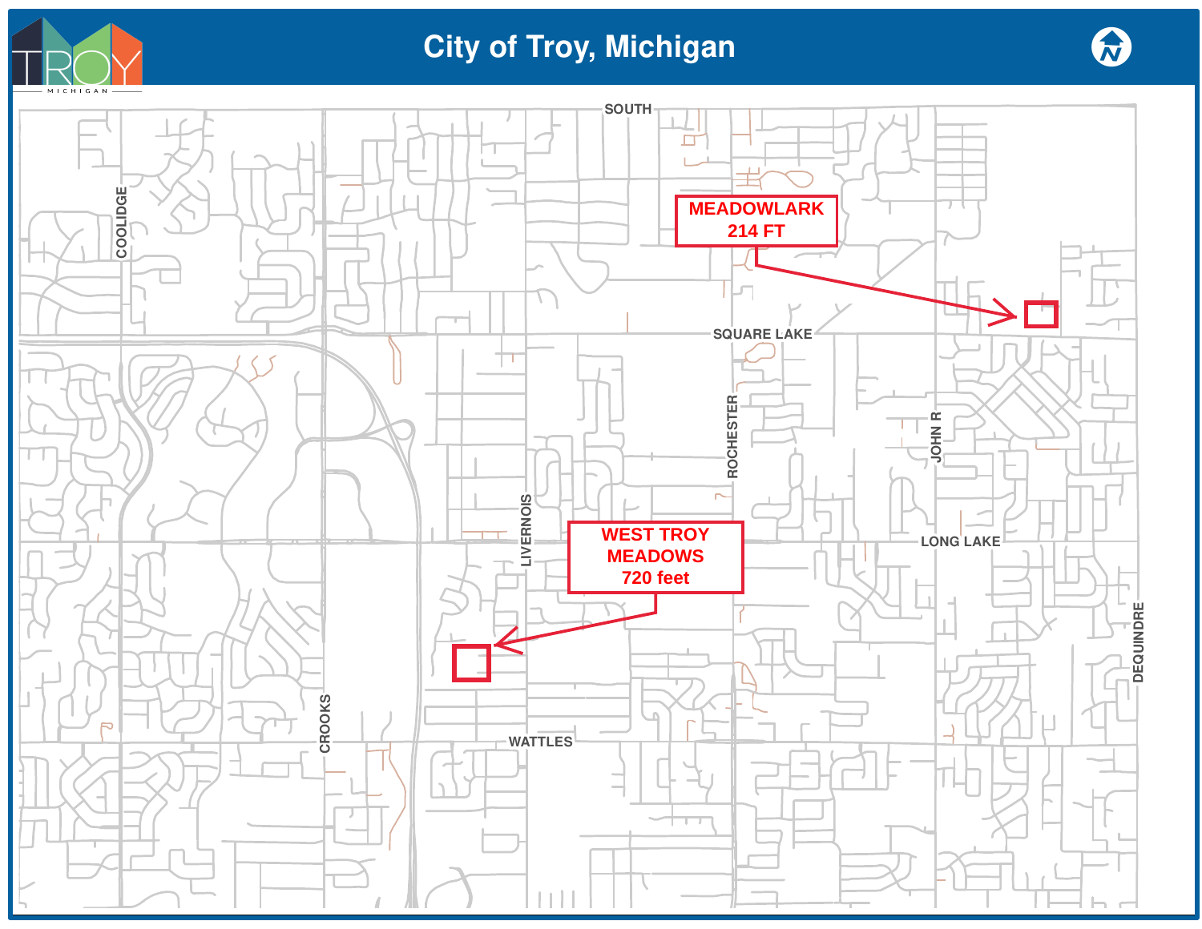# City of Troy, Michigan

TROY
MICHIGAN

SOUTH

COOLIDGE

MEADOWLARK
214 FT

SQUARE LAKE

ROCHESTER

JOHN R

LIVERNOIS

WEST TROY
MEADOWS
720 feet

LONG LAKE

DEQUINDRE

CROOKS

WATTLES